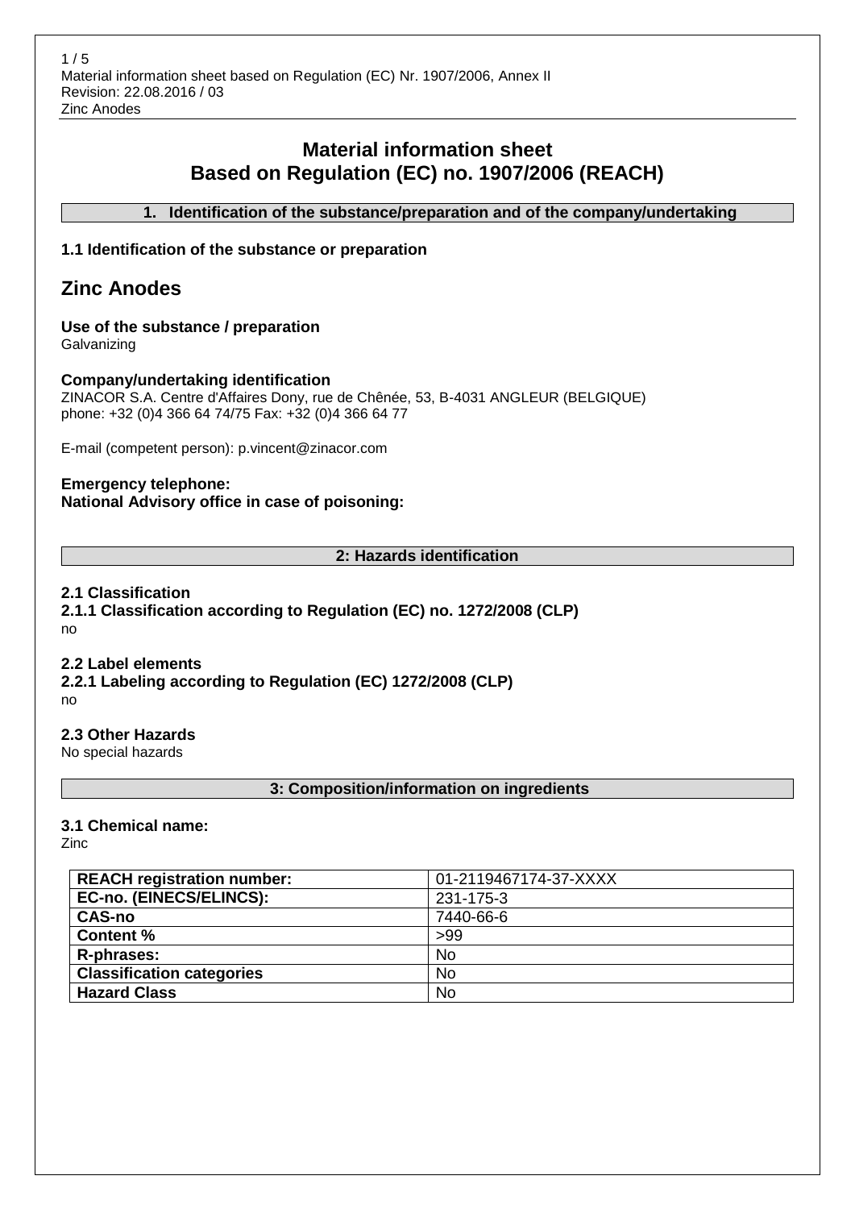# Material information sheet
# Based on Regulation (EC) no. 1907/2006 (REACH)

## 1. Identification of the substance/preparation and of the company/undertaking

### 1.1 Identification of the substance or preparation

## Zinc Anodes

**Use of the substance / preparation**
Galvanizing

**Company/undertaking identification**
ZINACOR S.A. Centre d'Affaires Dony, rue de Chênée, 53, B-4031 ANGLEUR (BELGIQUE)
phone: +32 (0)4 366 64 74/75 Fax: +32 (0)4 366 64 77

E-mail (competent person): p.vincent@zinacor.com

**Emergency telephone:**
**National Advisory office in case of poisoning:**

## 2: Hazards identification

### 2.1 Classification

#### 2.1.1 Classification according to Regulation (EC) no. 1272/2008 (CLP)

no

### 2.2 Label elements

#### 2.2.1 Labeling according to Regulation (EC) 1272/2008 (CLP)

no

### 2.3 Other Hazards

No special hazards

## 3: Composition/information on ingredients

### 3.1 Chemical name:

Zinc

| | |
|---|---|
| **REACH registration number:** | 01-2119467174-37-XXXX |
| **EC-no. (EINECS/ELINCS):** | 231-175-3 |
| **CAS-no** | 7440-66-6 |
| **Content %** | >99 |
| **R-phrases:** | No |
| **Classification categories** | No |
| **Hazard Class** | No |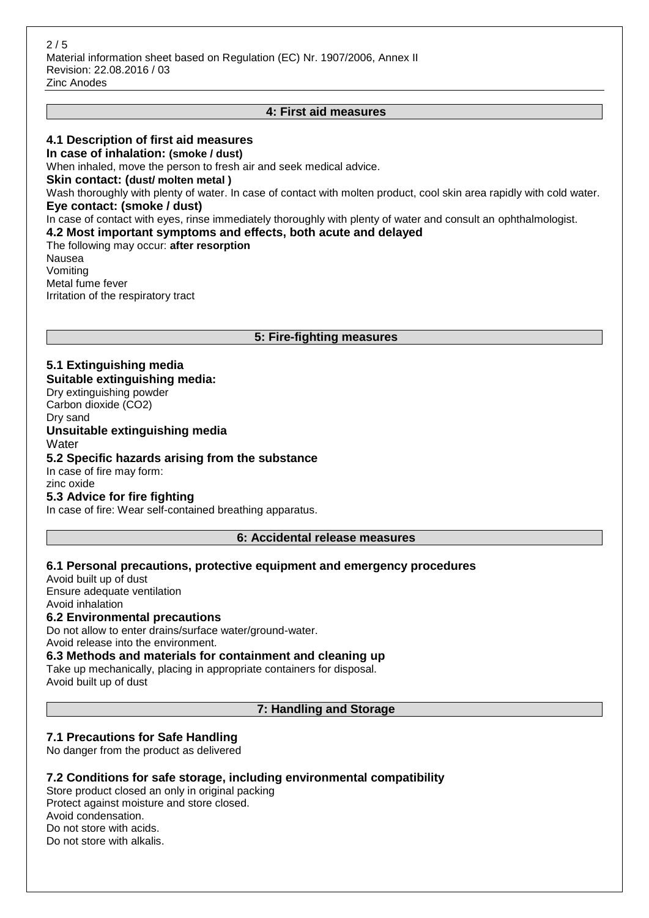## 4: First aid measures

### 4.1 Description of first aid measures

**In case of inhalation: (smoke / dust)**

When inhaled, move the person to fresh air and seek medical advice.

**Skin contact: (dust/ molten metal )**

Wash thoroughly with plenty of water. In case of contact with molten product, cool skin area rapidly with cold water.

**Eye contact: (smoke / dust)**

In case of contact with eyes, rinse immediately thoroughly with plenty of water and consult an ophthalmologist.

### 4.2 Most important symptoms and effects, both acute and delayed

The following may occur: **after resorption**

Nausea
Vomiting
Metal fume fever
Irritation of the respiratory tract

## 5: Fire-fighting measures

### 5.1 Extinguishing media

**Suitable extinguishing media:**

Dry extinguishing powder
Carbon dioxide ($CO_2$)
Dry sand

**Unsuitable extinguishing media**

Water

### 5.2 Specific hazards arising from the substance

In case of fire may form:
zinc oxide

### 5.3 Advice for fire fighting

In case of fire: Wear self-contained breathing apparatus.

## 6: Accidental release measures

### 6.1 Personal precautions, protective equipment and emergency procedures

Avoid built up of dust
Ensure adequate ventilation
Avoid inhalation

### 6.2 Environmental precautions

Do not allow to enter drains/surface water/ground-water.
Avoid release into the environment.

### 6.3 Methods and materials for containment and cleaning up

Take up mechanically, placing in appropriate containers for disposal.
Avoid built up of dust

## 7: Handling and Storage

### 7.1 Precautions for Safe Handling

No danger from the product as delivered

### 7.2 Conditions for safe storage, including environmental compatibility

Store product closed an only in original packing
Protect against moisture and store closed.
Avoid condensation.
Do not store with acids.
Do not store with alkalis.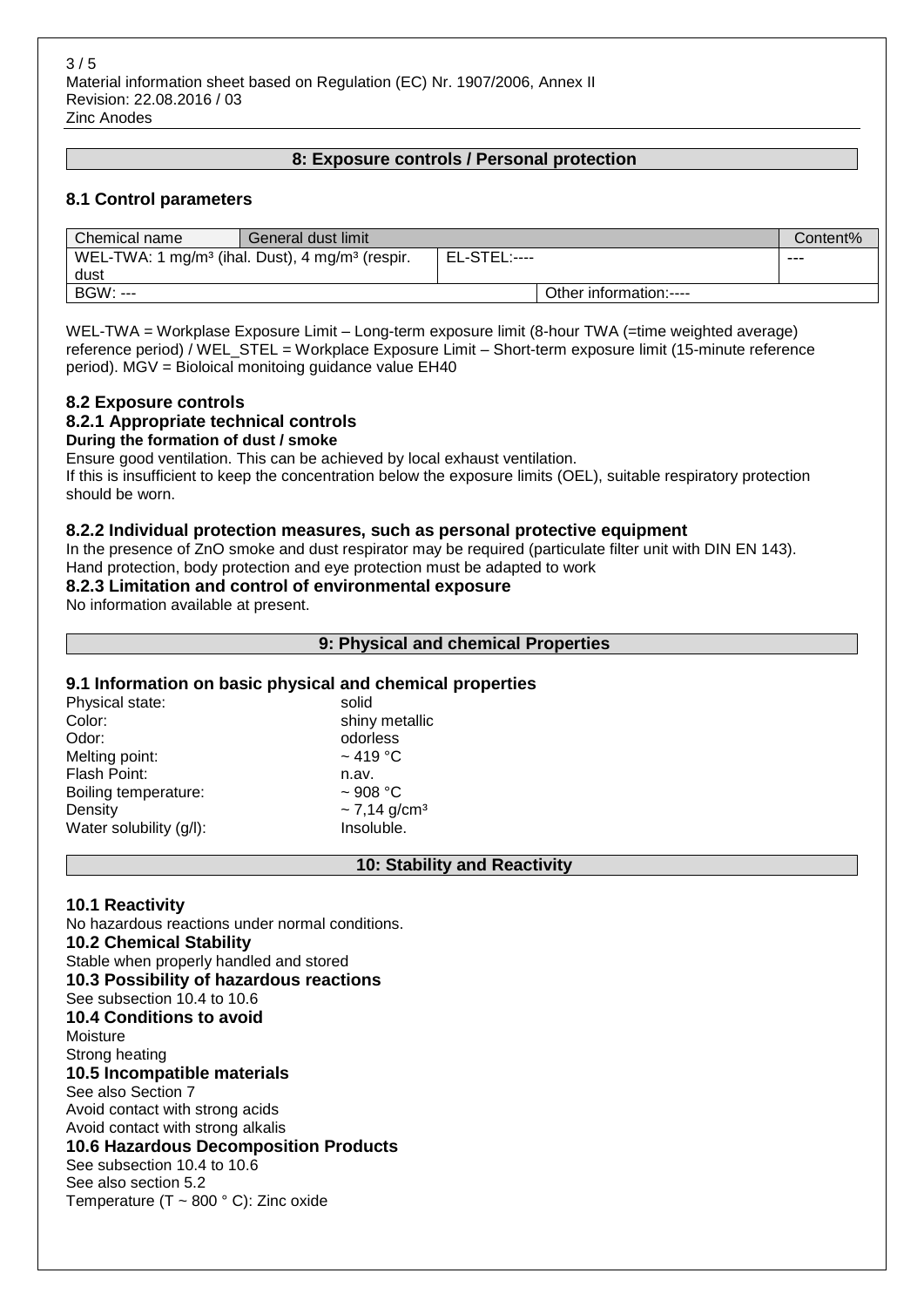## 8: Exposure controls / Personal protection

### 8.1 Control parameters

| Chemical name | General dust limit | | | Content% |
|---|---|---|---|---|
| WEL-TWA: 1 mg/m³ (ihal. Dust), 4 mg/m³ (respir. dust | | EL-STEL:---- | | --- |
| BGW: --- | | | Other information:---- | |

WEL-TWA = Workplase Exposure Limit – Long-term exposure limit (8-hour TWA (=time weighted average) reference period) / WEL_STEL = Workplace Exposure Limit – Short-term exposure limit (15-minute reference period). MGV = Bioloical monitoing guidance value EH40

### 8.2 Exposure controls

#### 8.2.1 Appropriate technical controls

**During the formation of dust / smoke**

Ensure good ventilation. This can be achieved by local exhaust ventilation.
If this is insufficient to keep the concentration below the exposure limits (OEL), suitable respiratory protection should be worn.

#### 8.2.2 Individual protection measures, such as personal protective equipment

In the presence of ZnO smoke and dust respirator may be required (particulate filter unit with DIN EN 143).
Hand protection, body protection and eye protection must be adapted to work

#### 8.2.3 Limitation and control of environmental exposure

No information available at present.

## 9: Physical and chemical Properties

### 9.1 Information on basic physical and chemical properties

| | |
|---|---|
| Physical state: | solid |
| Color: | shiny metallic |
| Odor: | odorless |
| Melting point: | ~ 419 °C |
| Flash Point: | n.av. |
| Boiling temperature: | ~ 908 °C |
| Density | ~ 7,14 g/cm³ |
| Water solubility (g/l): | Insoluble. |

## 10: Stability and Reactivity

### 10.1 Reactivity

No hazardous reactions under normal conditions.

### 10.2 Chemical Stability

Stable when properly handled and stored

### 10.3 Possibility of hazardous reactions

See subsection 10.4 to 10.6

### 10.4 Conditions to avoid

Moisture
Strong heating

### 10.5 Incompatible materials

See also Section 7
Avoid contact with strong acids
Avoid contact with strong alkalis

### 10.6 Hazardous Decomposition Products

See subsection 10.4 to 10.6
See also section 5.2
Temperature (T ~ 800 ° C): Zinc oxide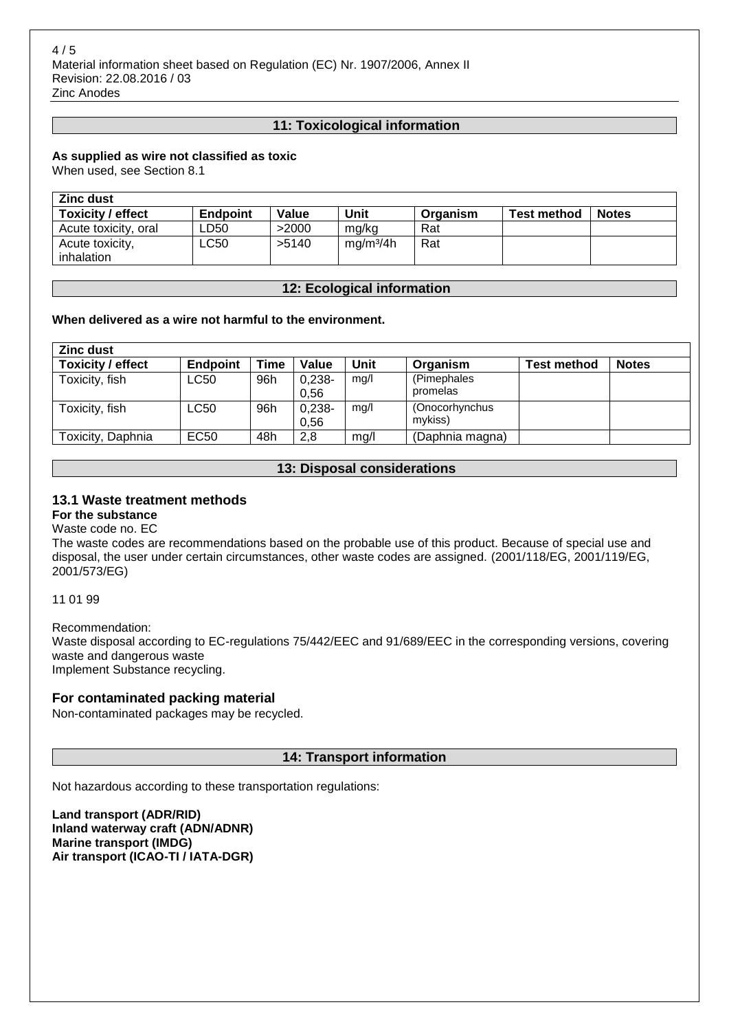## 11: Toxicological information

**As supplied as wire not classified as toxic**
When used, see Section 8.1

| Zinc dust | | | | | | |
|---|---|---|---|---|---|---|
| **Toxicity / effect** | **Endpoint** | **Value** | **Unit** | **Organism** | **Test method** | **Notes** |
| Acute toxicity, oral | LD50 | >2000 | mg/kg | Rat | | |
| Acute toxicity, inhalation | LC50 | >5140 | $mg/m^3/4h$ | Rat | | |

## 12: Ecological information

**When delivered as a wire not harmful to the environment.**

| Zinc dust | | | | | | | |
|---|---|---|---|---|---|---|---|
| **Toxicity / effect** | **Endpoint** | **Time** | **Value** | **Unit** | **Organism** | **Test method** | **Notes** |
| Toxicity, fish | LC50 | 96h | 0,238-0,56 | mg/l | (Pimephales promelas | | |
| Toxicity, fish | LC50 | 96h | 0,238-0,56 | mg/l | (Onocorhynchus mykiss) | | |
| Toxicity, Daphnia | EC50 | 48h | 2,8 | mg/l | (Daphnia magna) | | |

## 13: Disposal considerations

### 13.1 Waste treatment methods

**For the substance**

Waste code no. EC

The waste codes are recommendations based on the probable use of this product. Because of special use and disposal, the user under certain circumstances, other waste codes are assigned. (2001/118/EG, 2001/119/EG, 2001/573/EG)

11 01 99

Recommendation:
Waste disposal according to EC-regulations 75/442/EEC and 91/689/EEC in the corresponding versions, covering waste and dangerous waste
Implement Substance recycling.

### For contaminated packing material

Non-contaminated packages may be recycled.

## 14: Transport information

Not hazardous according to these transportation regulations:

**Land transport (ADR/RID)**
**Inland waterway craft (ADN/ADNR)**
**Marine transport (IMDG)**
**Air transport (ICAO-TI / IATA-DGR)**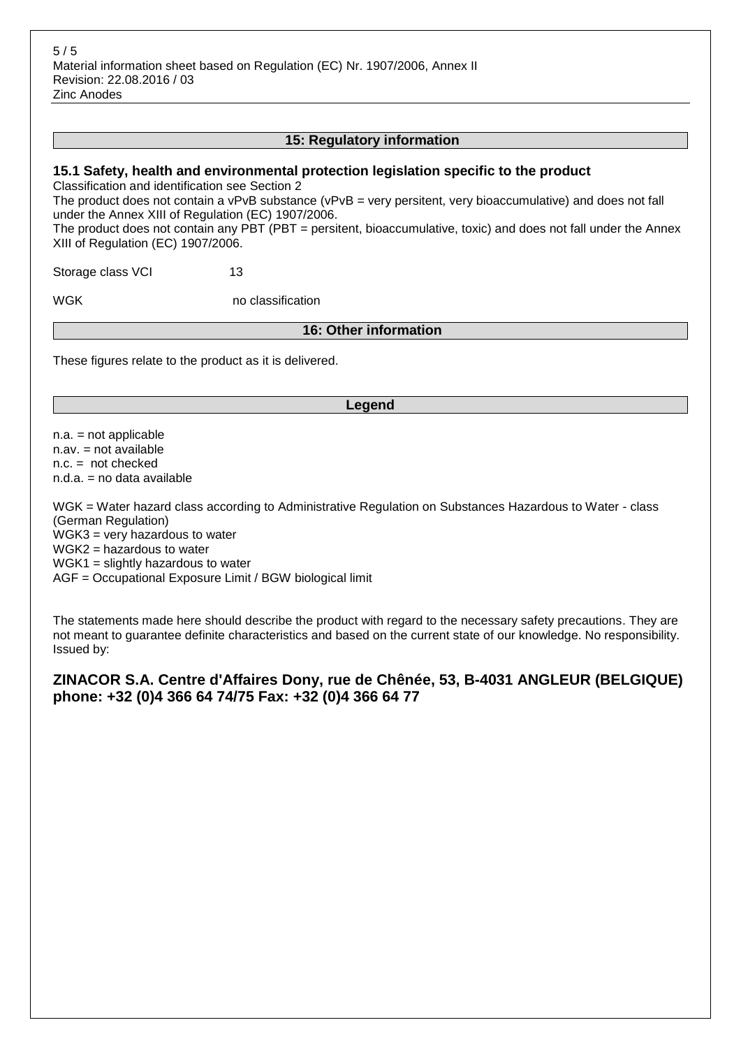## 15: Regulatory information

### 15.1 Safety, health and environmental protection legislation specific to the product

Classification and identification see Section 2

The product does not contain a vPvB substance (vPvB = very persitent, very bioaccumulative) and does not fall under the Annex XIII of Regulation (EC) 1907/2006.

The product does not contain any PBT (PBT = persitent, bioaccumulative, toxic) and does not fall under the Annex XIII of Regulation (EC) 1907/2006.

Storage class VCI 13

WGK no classification

## 16: Other information

These figures relate to the product as it is delivered.

## Legend

n.a. = not applicable
n.av. = not available
n.c. = not checked
n.d.a. = no data available

WGK = Water hazard class according to Administrative Regulation on Substances Hazardous to Water - class (German Regulation)
WGK3 = very hazardous to water
WGK2 = hazardous to water
WGK1 = slightly hazardous to water
AGF = Occupational Exposure Limit / BGW biological limit

The statements made here should describe the product with regard to the necessary safety precautions. They are not meant to guarantee definite characteristics and based on the current state of our knowledge. No responsibility.
Issued by:

**ZINACOR S.A. Centre d'Affaires Dony, rue de Chênée, 53, B-4031 ANGLEUR (BELGIQUE) phone: +32 (0)4 366 64 74/75 Fax: +32 (0)4 366 64 77**